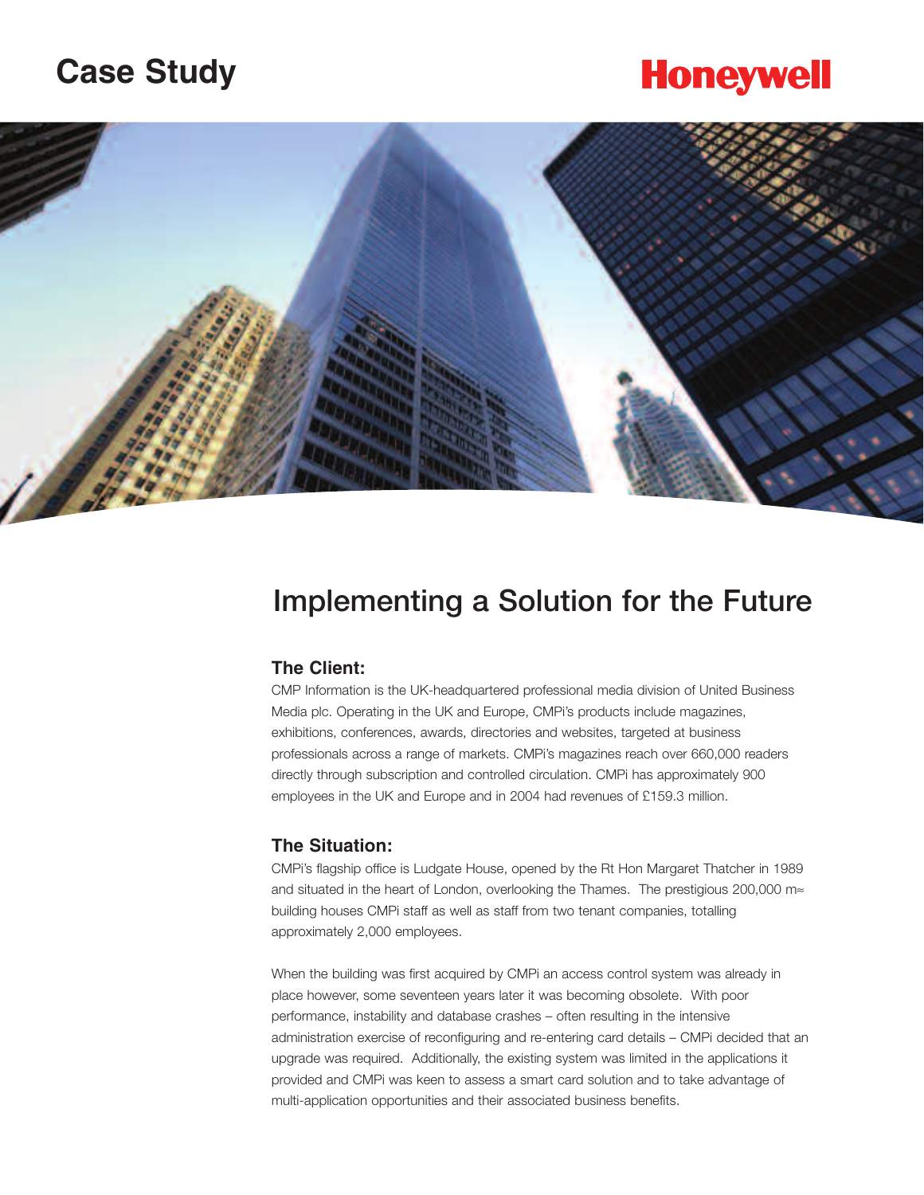Case Study

Honeywell

# Implementing a Solution for the Future

## The Client:

CMP Information is the UK-headquartered professional media division of United Business Media plc. Operating in the UK and Europe, CMPi's products include magazines, exhibitions, conferences, awards, directories and websites, targeted at business professionals across a range of markets. CMPi's magazines reach over 660,000 readers directly through subscription and controlled circulation. CMPi has approximately 900 employees in the UK and Europe and in 2004 had revenues of £159.3 million.

## The Situation:

CMPi's flagship office is Ludgate House, opened by the Rt Hon Margaret Thatcher in 1989 and situated in the heart of London, overlooking the Thames. The prestigious 200,000 m≈ building houses CMPi staff as well as staff from two tenant companies, totalling approximately 2,000 employees.

When the building was first acquired by CMPi an access control system was already in place however, some seventeen years later it was becoming obsolete. With poor performance, instability and database crashes – often resulting in the intensive administration exercise of reconfiguring and re-entering card details – CMPi decided that an upgrade was required. Additionally, the existing system was limited in the applications it provided and CMPi was keen to assess a smart card solution and to take advantage of multi-application opportunities and their associated business benefits.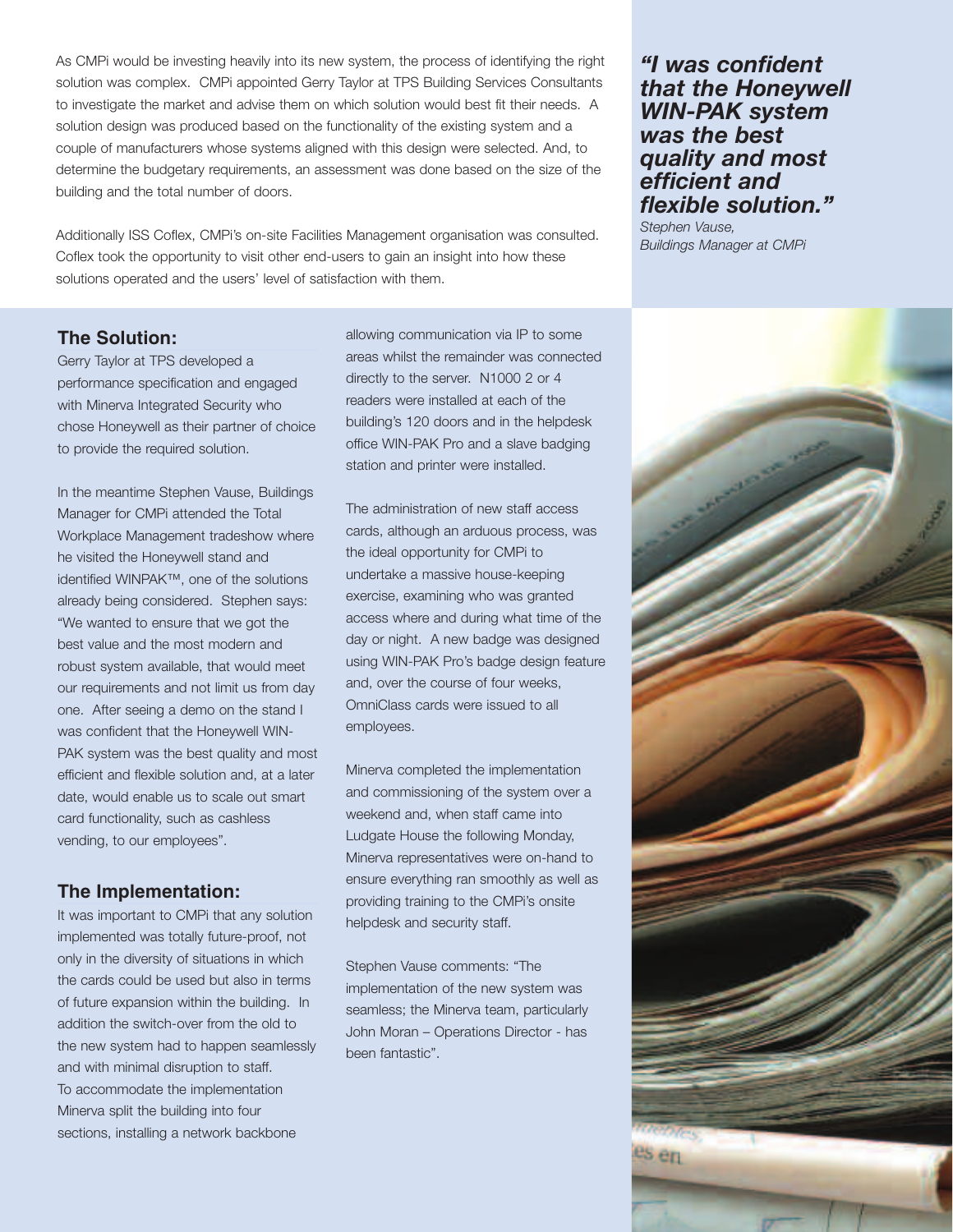As CMPi would be investing heavily into its new system, the process of identifying the right solution was complex. CMPi appointed Gerry Taylor at TPS Building Services Consultants to investigate the market and advise them on which solution would best fit their needs. A solution design was produced based on the functionality of the existing system and a couple of manufacturers whose systems aligned with this design were selected. And, to determine the budgetary requirements, an assessment was done based on the size of the building and the total number of doors.

Additionally ISS Coflex, CMPi's on-site Facilities Management organisation was consulted. Coflex took the opportunity to visit other end-users to gain an insight into how these solutions operated and the users' level of satisfaction with them.

***"I was confident that the Honeywell WIN-PAK system was the best quality and most efficient and flexible solution."***

*Stephen Vause, Buildings Manager at CMPi*

## The Solution:

Gerry Taylor at TPS developed a performance specification and engaged with Minerva Integrated Security who chose Honeywell as their partner of choice to provide the required solution.

In the meantime Stephen Vause, Buildings Manager for CMPi attended the Total Workplace Management tradeshow where he visited the Honeywell stand and identified WINPAK™, one of the solutions already being considered. Stephen says: "We wanted to ensure that we got the best value and the most modern and robust system available, that would meet our requirements and not limit us from day one. After seeing a demo on the stand I was confident that the Honeywell WIN-PAK system was the best quality and most efficient and flexible solution and, at a later date, would enable us to scale out smart card functionality, such as cashless vending, to our employees".

## The Implementation:

It was important to CMPi that any solution implemented was totally future-proof, not only in the diversity of situations in which the cards could be used but also in terms of future expansion within the building. In addition the switch-over from the old to the new system had to happen seamlessly and with minimal disruption to staff. To accommodate the implementation Minerva split the building into four sections, installing a network backbone allowing communication via IP to some areas whilst the remainder was connected directly to the server. N1000 2 or 4 readers were installed at each of the building's 120 doors and in the helpdesk office WIN-PAK Pro and a slave badging station and printer were installed.

The administration of new staff access cards, although an arduous process, was the ideal opportunity for CMPi to undertake a massive house-keeping exercise, examining who was granted access where and during what time of the day or night. A new badge was designed using WIN-PAK Pro's badge design feature and, over the course of four weeks, OmniClass cards were issued to all employees.

Minerva completed the implementation and commissioning of the system over a weekend and, when staff came into Ludgate House the following Monday, Minerva representatives were on-hand to ensure everything ran smoothly as well as providing training to the CMPi's onsite helpdesk and security staff.

Stephen Vause comments: "The implementation of the new system was seamless; the Minerva team, particularly John Moran – Operations Director - has been fantastic".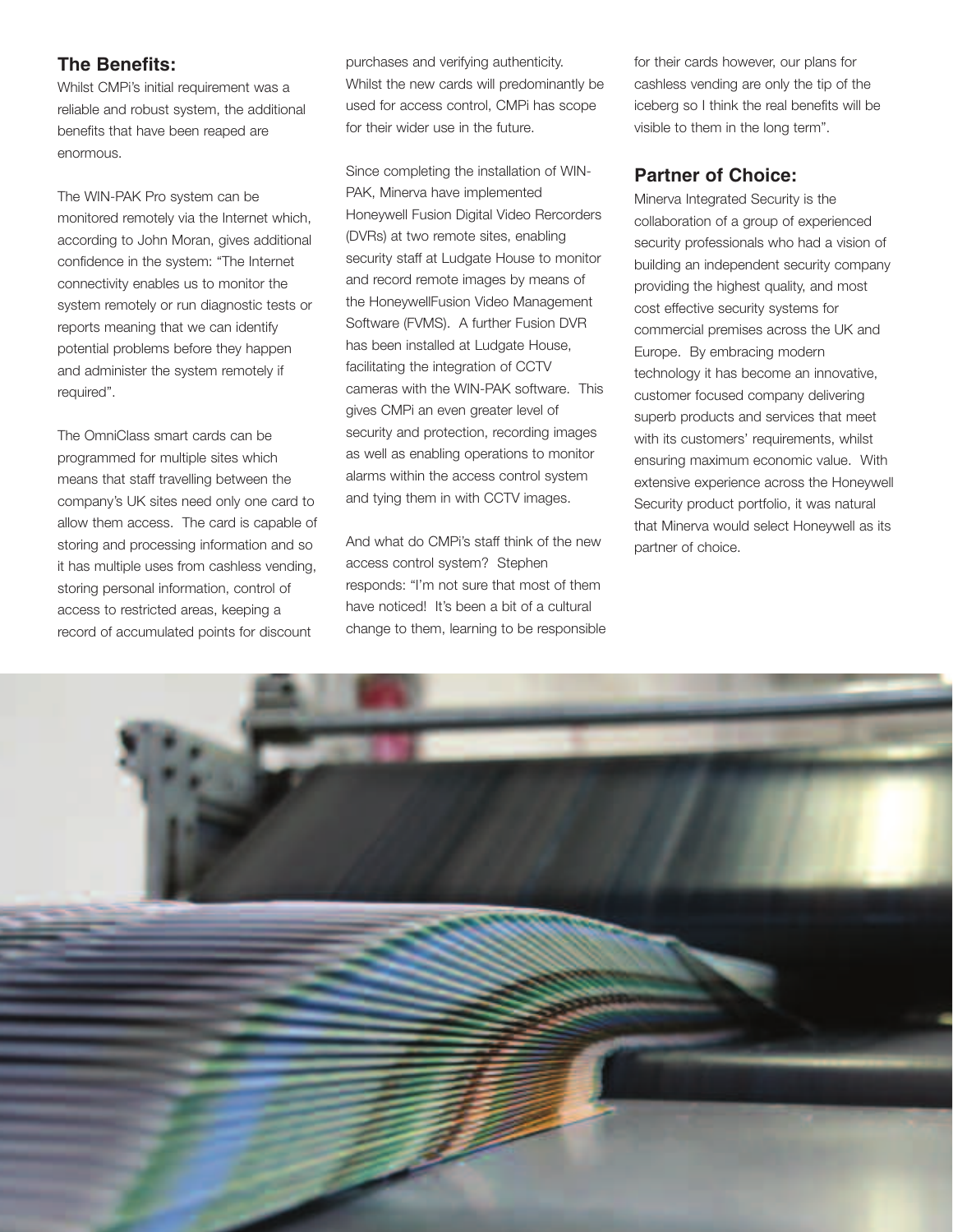## The Benefits:

Whilst CMPi's initial requirement was a reliable and robust system, the additional benefits that have been reaped are enormous.

The WIN-PAK Pro system can be monitored remotely via the Internet which, according to John Moran, gives additional confidence in the system: "The Internet connectivity enables us to monitor the system remotely or run diagnostic tests or reports meaning that we can identify potential problems before they happen and administer the system remotely if required".

The OmniClass smart cards can be programmed for multiple sites which means that staff travelling between the company's UK sites need only one card to allow them access. The card is capable of storing and processing information and so it has multiple uses from cashless vending, storing personal information, control of access to restricted areas, keeping a record of accumulated points for discount purchases and verifying authenticity. Whilst the new cards will predominantly be used for access control, CMPi has scope for their wider use in the future.

Since completing the installation of WIN-PAK, Minerva have implemented Honeywell Fusion Digital Video Rercorders (DVRs) at two remote sites, enabling security staff at Ludgate House to monitor and record remote images by means of the HoneywellFusion Video Management Software (FVMS). A further Fusion DVR has been installed at Ludgate House, facilitating the integration of CCTV cameras with the WIN-PAK software. This gives CMPi an even greater level of security and protection, recording images as well as enabling operations to monitor alarms within the access control system and tying them in with CCTV images.

And what do CMPi's staff think of the new access control system? Stephen responds: "I'm not sure that most of them have noticed! It's been a bit of a cultural change to them, learning to be responsible for their cards however, our plans for cashless vending are only the tip of the iceberg so I think the real benefits will be visible to them in the long term".

## Partner of Choice:

Minerva Integrated Security is the collaboration of a group of experienced security professionals who had a vision of building an independent security company providing the highest quality, and most cost effective security systems for commercial premises across the UK and Europe. By embracing modern technology it has become an innovative, customer focused company delivering superb products and services that meet with its customers' requirements, whilst ensuring maximum economic value. With extensive experience across the Honeywell Security product portfolio, it was natural that Minerva would select Honeywell as its partner of choice.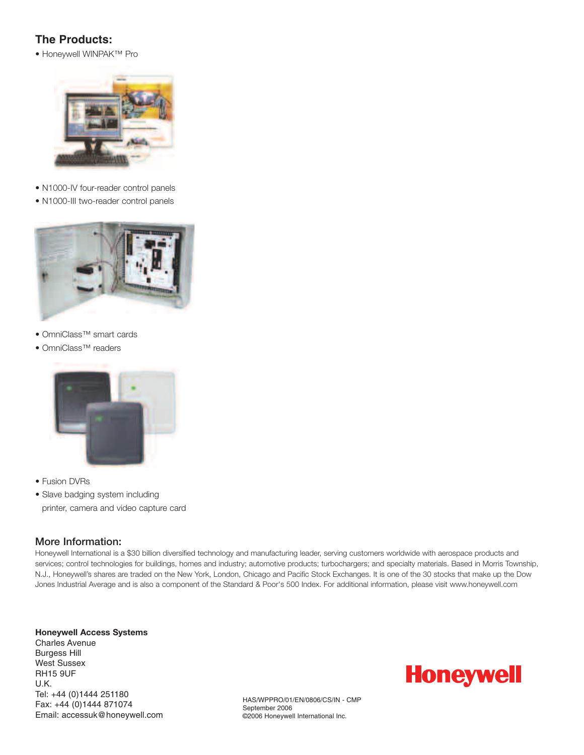## The Products:

- Honeywell WINPAK™ Pro

- N1000-IV four-reader control panels
- N1000-III two-reader control panels

- OmniClass™ smart cards
- OmniClass™ readers

- Fusion DVRs
- Slave badging system including printer, camera and video capture card

## More Information:

Honeywell International is a $30 billion diversified technology and manufacturing leader, serving customers worldwide with aerospace products and services; control technologies for buildings, homes and industry; automotive products; turbochargers; and specialty materials. Based in Morris Township, N.J., Honeywell's shares are traded on the New York, London, Chicago and Pacific Stock Exchanges. It is one of the 30 stocks that make up the Dow Jones Industrial Average and is also a component of the Standard & Poor's 500 Index. For additional information, please visit www.honeywell.com

**Honeywell Access Systems**
Charles Avenue
Burgess Hill
West Sussex
RH15 9UF
U.K.
Tel: +44 (0)1444 251180
Fax: +44 (0)1444 871074
Email: accessuk@honeywell.com

HAS/WPPRO/01/EN/0806/CS/IN - CMP
September 2006
©2006 Honeywell International Inc.

Honeywell